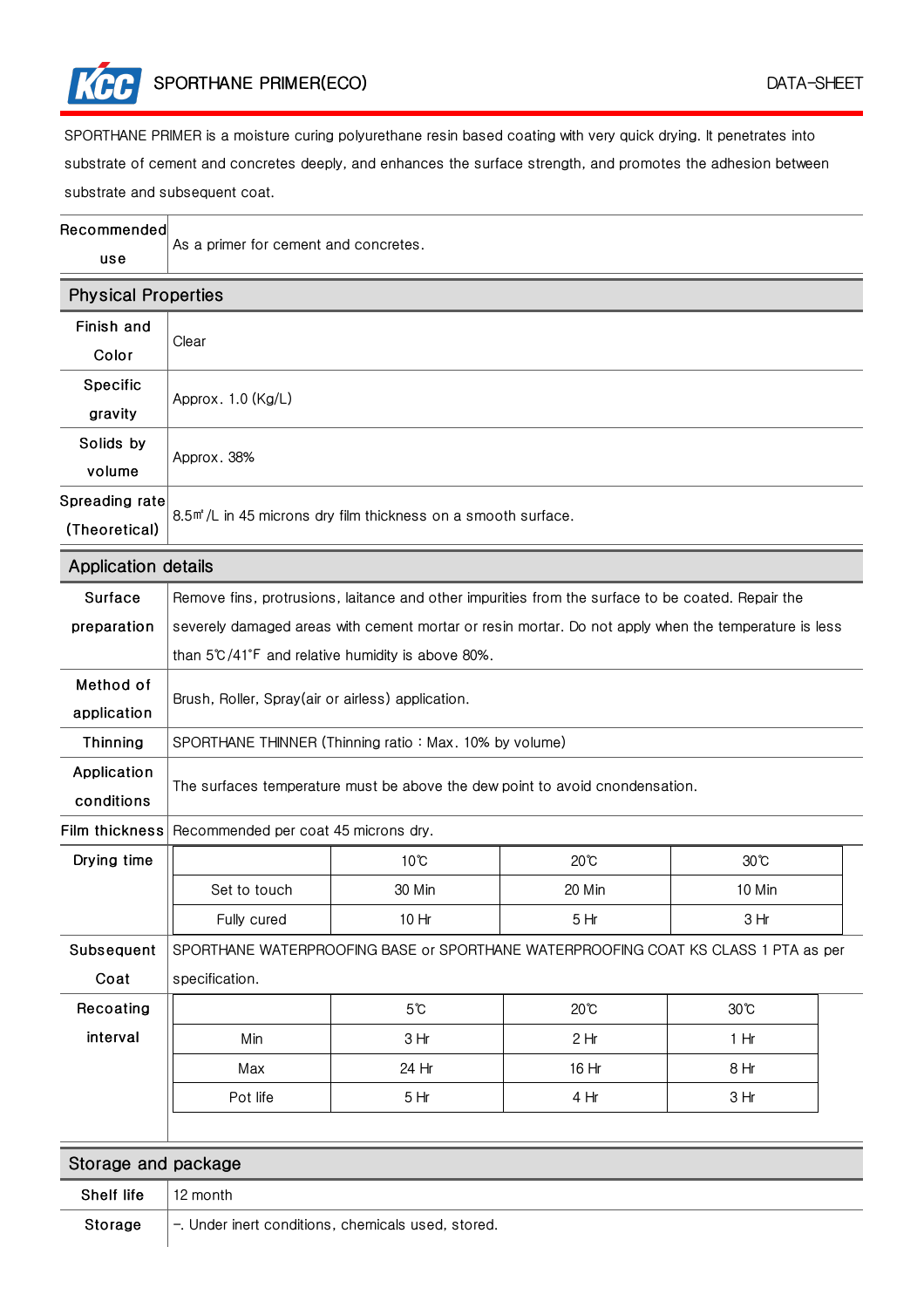# SPORTHANE PRIMER(ECO)

DATA-SHEET

SPORTHANE PRIMER is a moisture curing polyurethane resin based coating with very quick drying. It penetrates into substrate of cement and concretes deeply, and enhances the surface strength, and promotes the adhesion between substrate and subsequent coat.

| Recommended use | As a primer for cement and concretes. |
|---|---|

## Physical Properties

| | |
|---|---|
| Finish and Color | Clear |
| Specific gravity | Approx. 1.0 (Kg/L) |
| Solids by volume | Approx. 38% |
| Spreading rate (Theoretical) | 8.5㎡/L in 45 microns dry film thickness on a smooth surface. |

## Application details

| | |
|---|---|
| Surface preparation | Remove fins, protrusions, laitance and other impurities from the surface to be coated. Repair the severely damaged areas with cement mortar or resin mortar. Do not apply when the temperature is less than 5℃/41˚F and relative humidity is above 80%. |
| Method of application | Brush, Roller, Spray(air or airless) application. |
| Thinning | SPORTHANE THINNER (Thinning ratio : Max. 10% by volume) |
| Application conditions | The surfaces temperature must be above the dew point to avoid cnondensation. |
| Film thickness | Recommended per coat 45 microns dry. |

**Drying time**

| | 10℃ | 20℃ | 30℃ |
|---|---|---|---|
| Set to touch | 30 Min | 20 Min | 10 Min |
| Fully cured | 10 Hr | 5 Hr | 3 Hr |

**Subsequent Coat**: SPORTHANE WATERPROOFING BASE or SPORTHANE WATERPROOFING COAT KS CLASS 1 PTA as per specification.

**Recoating interval**

| | 5℃ | 20℃ | 30℃ |
|---|---|---|---|
| Min | 3 Hr | 2 Hr | 1 Hr |
| Max | 24 Hr | 16 Hr | 8 Hr |
| Pot life | 5 Hr | 4 Hr | 3 Hr |

## Storage and package

| | |
|---|---|
| Shelf life | 12 month |
| Storage | -. Under inert conditions, chemicals used, stored. |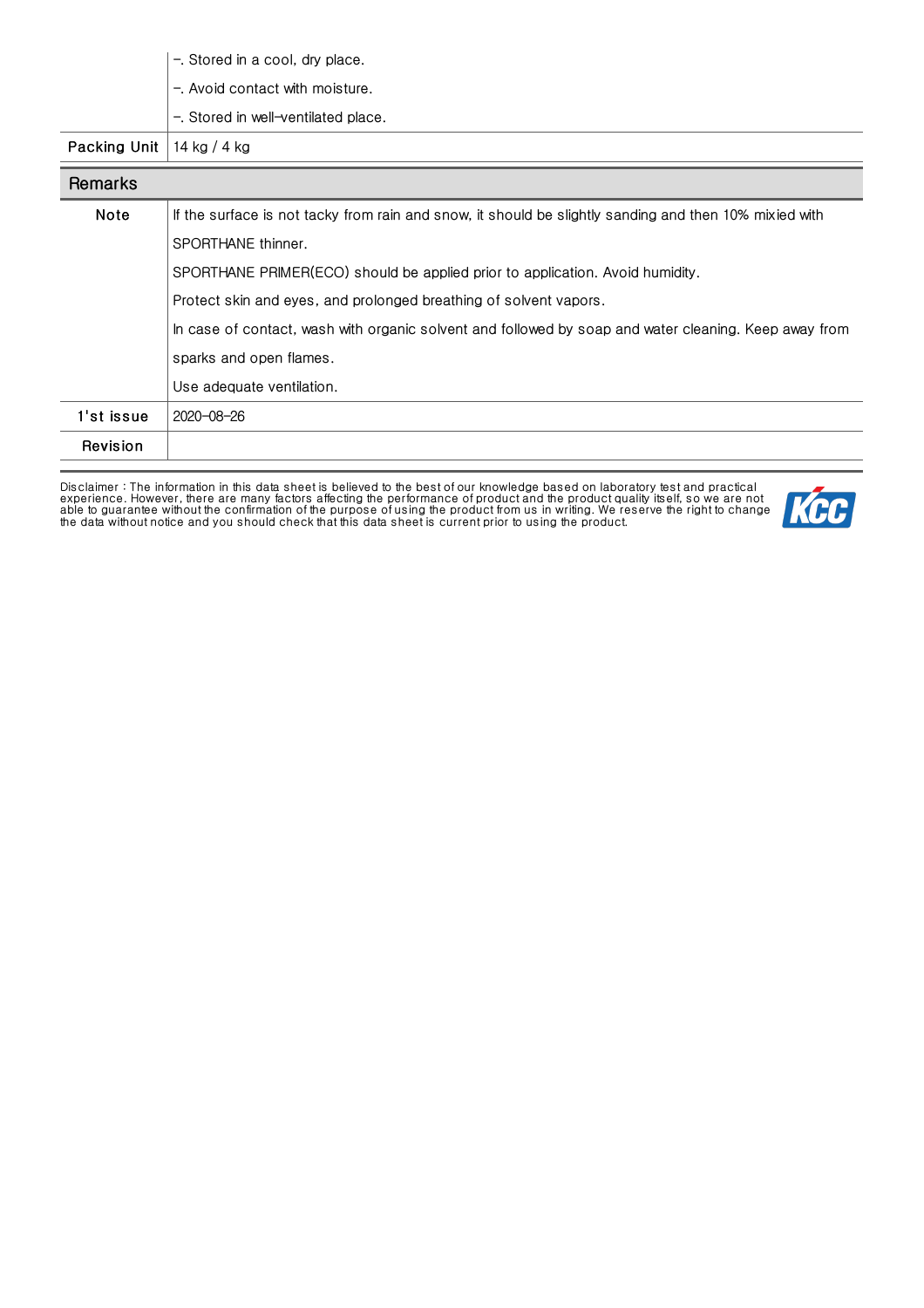| | |
|---|---|
| | -. Stored in a cool, dry place.<br>-. Avoid contact with moisture.<br>-. Stored in well-ventilated place. |
| Packing Unit | 14 kg / 4 kg |

## Remarks

| | |
|---|---|
| Note | If the surface is not tacky from rain and snow, it should be slightly sanding and then 10% mixied with SPORTHANE thinner.<br>SPORTHANE PRIMER(ECO) should be applied prior to application. Avoid humidity.<br>Protect skin and eyes, and prolonged breathing of solvent vapors.<br>In case of contact, wash with organic solvent and followed by soap and water cleaning. Keep away from sparks and open flames.<br>Use adequate ventilation. |
| 1'st issue | 2020-08-26 |
| Revision | |

Disclaimer : The information in this data sheet is believed to the best of our knowledge based on laboratory test and practical experience. However, there are many factors affecting the performance of product and the product quality itself, so we are not able to guarantee without the confirmation of the purpose of using the product from us in writing. We reserve the right to change the data without notice and you should check that this data sheet is current prior to using the product.